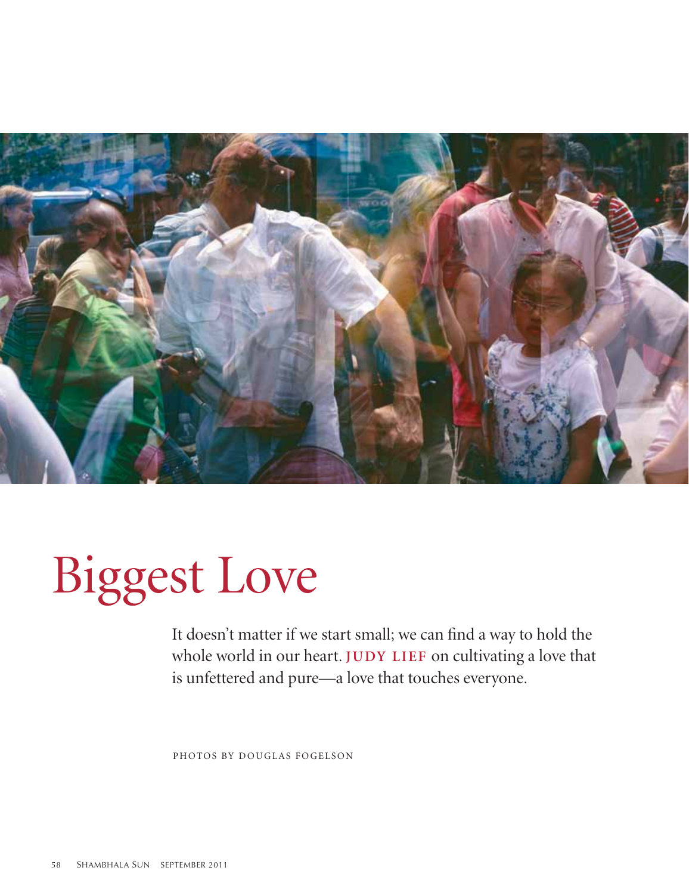# Biggest Love

It doesn't matter if we start small; we can find a way to hold the whole world in our heart. **JUDY LIEF** on cultivating a love that is unfettered and pure—a love that touches everyone.

PHOTOS BY DOUGLAS FOGELSON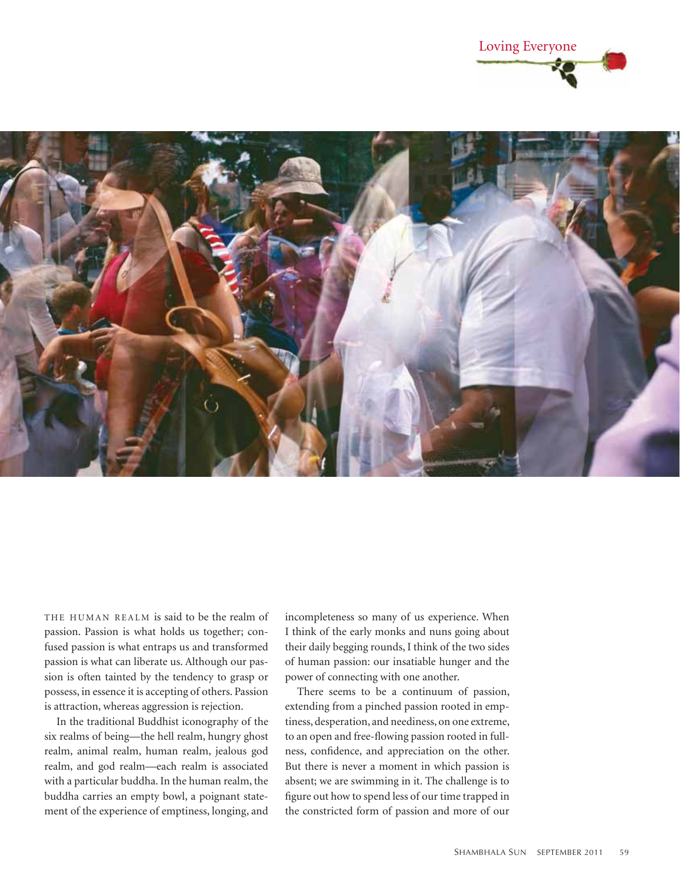THE HUMAN REALM is said to be the realm of passion. Passion is what holds us together; confused passion is what entraps us and transformed passion is what can liberate us. Although our passion is often tainted by the tendency to grasp or possess, in essence it is accepting of others. Passion is attraction, whereas aggression is rejection.

In the traditional Buddhist iconography of the six realms of being—the hell realm, hungry ghost realm, animal realm, human realm, jealous god realm, and god realm—each realm is associated with a particular buddha. In the human realm, the buddha carries an empty bowl, a poignant statement of the experience of emptiness, longing, and incompleteness so many of us experience. When I think of the early monks and nuns going about their daily begging rounds, I think of the two sides of human passion: our insatiable hunger and the power of connecting with one another.

There seems to be a continuum of passion, extending from a pinched passion rooted in emptiness, desperation, and neediness, on one extreme, to an open and free-flowing passion rooted in fullness, confidence, and appreciation on the other. But there is never a moment in which passion is absent; we are swimming in it. The challenge is to figure out how to spend less of our time trapped in the constricted form of passion and more of our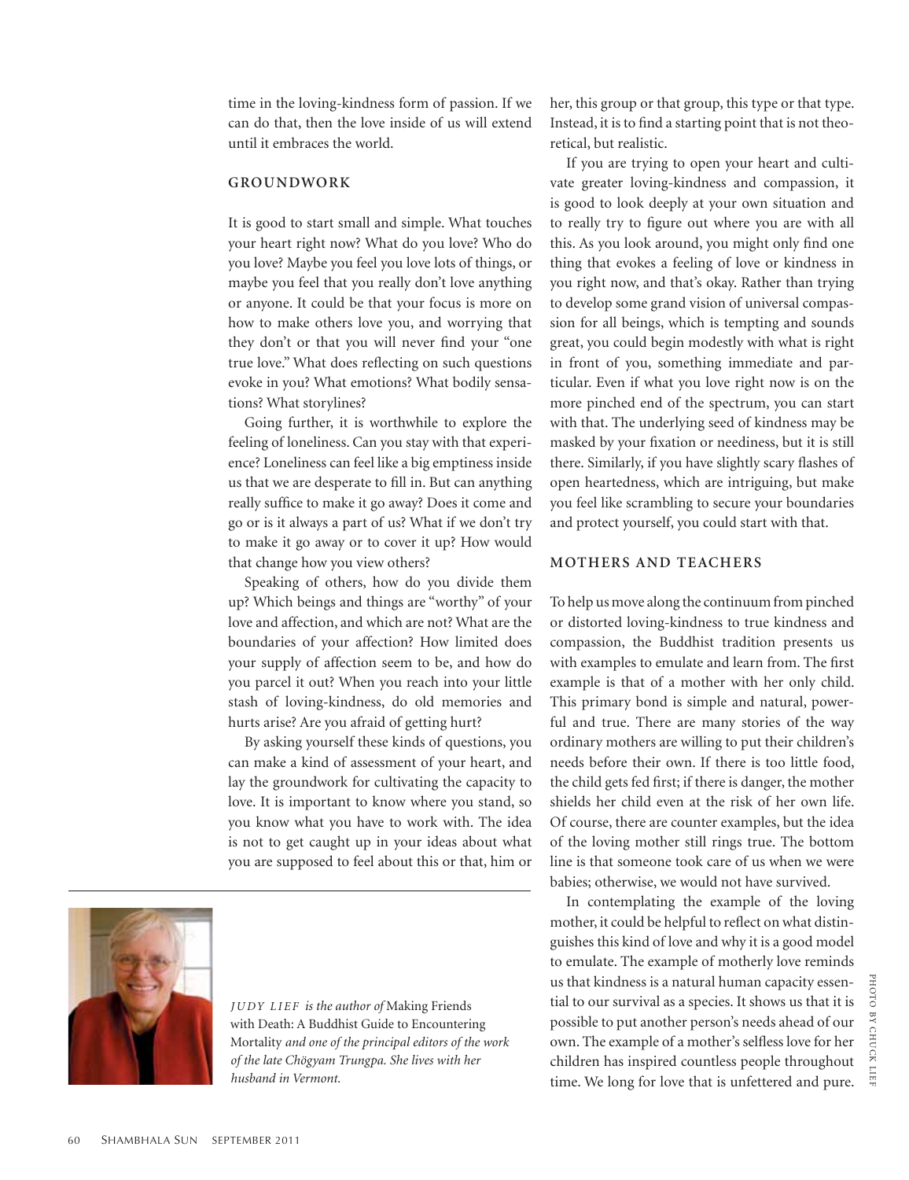time in the loving-kindness form of passion. If we can do that, then the love inside of us will extend until it embraces the world.

## GROUNDWORK

It is good to start small and simple. What touches your heart right now? What do you love? Who do you love? Maybe you feel you love lots of things, or maybe you feel that you really don't love anything or anyone. It could be that your focus is more on how to make others love you, and worrying that they don't or that you will never find your "one true love." What does reflecting on such questions evoke in you? What emotions? What bodily sensations? What storylines?

Going further, it is worthwhile to explore the feeling of loneliness. Can you stay with that experience? Loneliness can feel like a big emptiness inside us that we are desperate to fill in. But can anything really suffice to make it go away? Does it come and go or is it always a part of us? What if we don't try to make it go away or to cover it up? How would that change how you view others?

Speaking of others, how do you divide them up? Which beings and things are "worthy" of your love and affection, and which are not? What are the boundaries of your affection? How limited does your supply of affection seem to be, and how do you parcel it out? When you reach into your little stash of loving-kindness, do old memories and hurts arise? Are you afraid of getting hurt?

By asking yourself these kinds of questions, you can make a kind of assessment of your heart, and lay the groundwork for cultivating the capacity to love. It is important to know where you stand, so you know what you have to work with. The idea is not to get caught up in your ideas about what you are supposed to feel about this or that, him or her, this group or that group, this type or that type. Instead, it is to find a starting point that is not theoretical, but realistic.

If you are trying to open your heart and cultivate greater loving-kindness and compassion, it is good to look deeply at your own situation and to really try to figure out where you are with all this. As you look around, you might only find one thing that evokes a feeling of love or kindness in you right now, and that's okay. Rather than trying to develop some grand vision of universal compassion for all beings, which is tempting and sounds great, you could begin modestly with what is right in front of you, something immediate and particular. Even if what you love right now is on the more pinched end of the spectrum, you can start with that. The underlying seed of kindness may be masked by your fixation or neediness, but it is still there. Similarly, if you have slightly scary flashes of open heartedness, which are intriguing, but make you feel like scrambling to secure your boundaries and protect yourself, you could start with that.

## MOTHERS AND TEACHERS

To help us move along the continuum from pinched or distorted loving-kindness to true kindness and compassion, the Buddhist tradition presents us with examples to emulate and learn from. The first example is that of a mother with her only child. This primary bond is simple and natural, powerful and true. There are many stories of the way ordinary mothers are willing to put their children's needs before their own. If there is too little food, the child gets fed first; if there is danger, the mother shields her child even at the risk of her own life. Of course, there are counter examples, but the idea of the loving mother still rings true. The bottom line is that someone took care of us when we were babies; otherwise, we would not have survived.

In contemplating the example of the loving mother, it could be helpful to reflect on what distinguishes this kind of love and why it is a good model to emulate. The example of motherly love reminds us that kindness is a natural human capacity essential to our survival as a species. It shows us that it is possible to put another person's needs ahead of our own. The example of a mother's selfless love for her children has inspired countless people throughout time. We long for love that is unfettered and pure.

*JUDY LIEF is the author of* Making Friends with Death: A Buddhist Guide to Encountering Mortality *and one of the principal editors of the work of the late Chögyam Trungpa. She lives with her husband in Vermont.*

PHOTO BY CHUCK LIEF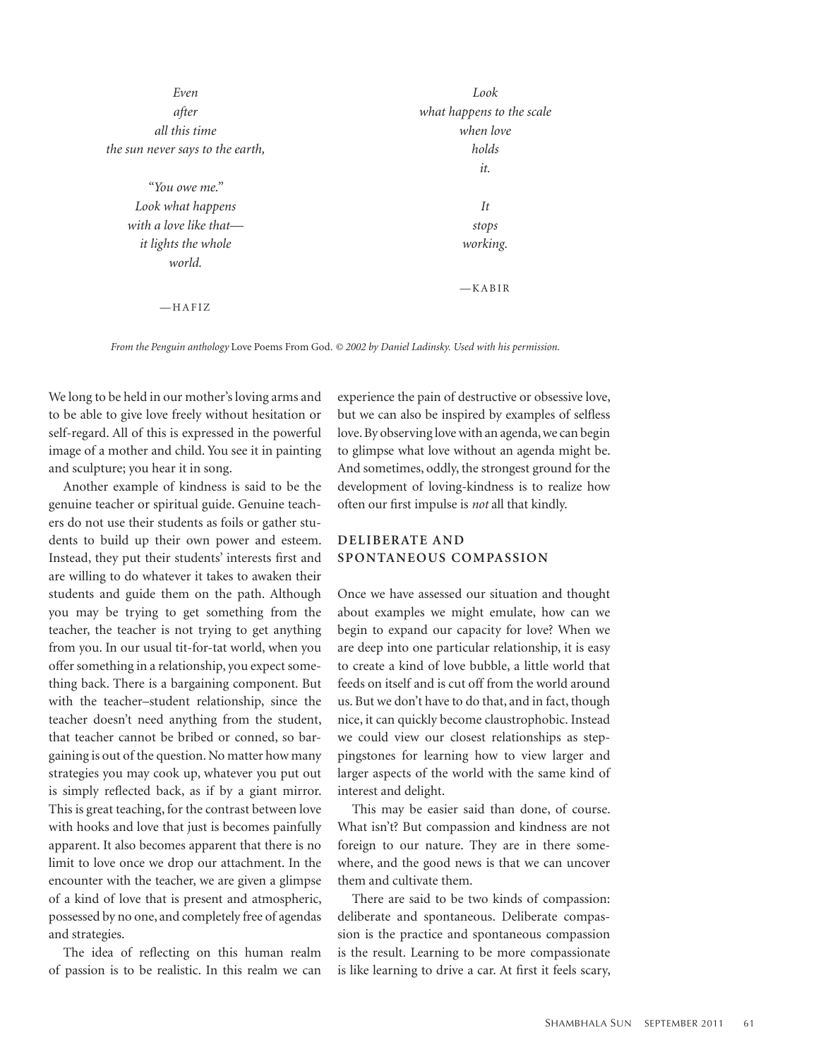*Even*
*after*
*all this time*
*the sun never says to the earth,*

*"You owe me."*
*Look what happens*
*with a love like that—*
*it lights the whole*
*world.*

—HAFIZ

*Look*
*what happens to the scale*
*when love*
*holds*
*it.*

*It*
*stops*
*working.*

—KABIR

*From the Penguin anthology* Love Poems From God. *© 2002 by Daniel Ladinsky. Used with his permission.*

We long to be held in our mother's loving arms and to be able to give love freely without hesitation or self-regard. All of this is expressed in the powerful image of a mother and child. You see it in painting and sculpture; you hear it in song.

Another example of kindness is said to be the genuine teacher or spiritual guide. Genuine teachers do not use their students as foils or gather students to build up their own power and esteem. Instead, they put their students' interests first and are willing to do whatever it takes to awaken their students and guide them on the path. Although you may be trying to get something from the teacher, the teacher is not trying to get anything from you. In our usual tit-for-tat world, when you offer something in a relationship, you expect something back. There is a bargaining component. But with the teacher–student relationship, since the teacher doesn't need anything from the student, that teacher cannot be bribed or conned, so bargaining is out of the question. No matter how many strategies you may cook up, whatever you put out is simply reflected back, as if by a giant mirror. This is great teaching, for the contrast between love with hooks and love that just is becomes painfully apparent. It also becomes apparent that there is no limit to love once we drop our attachment. In the encounter with the teacher, we are given a glimpse of a kind of love that is present and atmospheric, possessed by no one, and completely free of agendas and strategies.

The idea of reflecting on this human realm of passion is to be realistic. In this realm we can experience the pain of destructive or obsessive love, but we can also be inspired by examples of selfless love. By observing love with an agenda, we can begin to glimpse what love without an agenda might be. And sometimes, oddly, the strongest ground for the development of loving-kindness is to realize how often our first impulse is *not* all that kindly.

## DELIBERATE AND SPONTANEOUS COMPASSION

Once we have assessed our situation and thought about examples we might emulate, how can we begin to expand our capacity for love? When we are deep into one particular relationship, it is easy to create a kind of love bubble, a little world that feeds on itself and is cut off from the world around us. But we don't have to do that, and in fact, though nice, it can quickly become claustrophobic. Instead we could view our closest relationships as steppingstones for learning how to view larger and larger aspects of the world with the same kind of interest and delight.

This may be easier said than done, of course. What isn't? But compassion and kindness are not foreign to our nature. They are in there somewhere, and the good news is that we can uncover them and cultivate them.

There are said to be two kinds of compassion: deliberate and spontaneous. Deliberate compassion is the practice and spontaneous compassion is the result. Learning to be more compassionate is like learning to drive a car. At first it feels scary,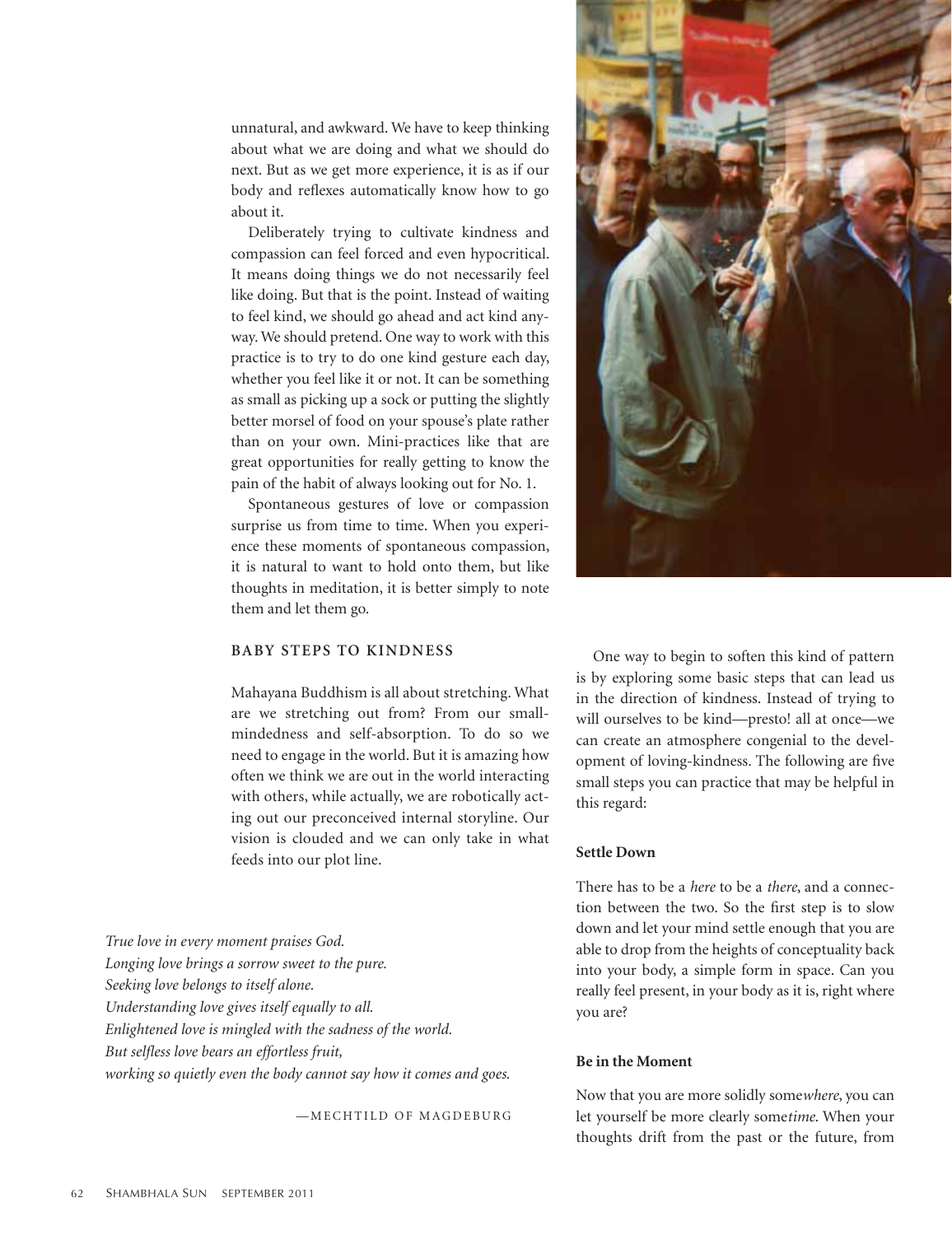unnatural, and awkward. We have to keep thinking about what we are doing and what we should do next. But as we get more experience, it is as if our body and reflexes automatically know how to go about it.

Deliberately trying to cultivate kindness and compassion can feel forced and even hypocritical. It means doing things we do not necessarily feel like doing. But that is the point. Instead of waiting to feel kind, we should go ahead and act kind anyway. We should pretend. One way to work with this practice is to try to do one kind gesture each day, whether you feel like it or not. It can be something as small as picking up a sock or putting the slightly better morsel of food on your spouse's plate rather than on your own. Mini-practices like that are great opportunities for really getting to know the pain of the habit of always looking out for No. 1.

Spontaneous gestures of love or compassion surprise us from time to time. When you experience these moments of spontaneous compassion, it is natural to want to hold onto them, but like thoughts in meditation, it is better simply to note them and let them go.

## BABY STEPS TO KINDNESS

Mahayana Buddhism is all about stretching. What are we stretching out from? From our small-mindedness and self-absorption. To do so we need to engage in the world. But it is amazing how often we think we are out in the world interacting with others, while actually, we are robotically acting out our preconceived internal storyline. Our vision is clouded and we can only take in what feeds into our plot line.

One way to begin to soften this kind of pattern is by exploring some basic steps that can lead us in the direction of kindness. Instead of trying to will ourselves to be kind—presto! all at once—we can create an atmosphere congenial to the development of loving-kindness. The following are five small steps you can practice that may be helpful in this regard:

### Settle Down

There has to be a *here* to be a *there*, and a connection between the two. So the first step is to slow down and let your mind settle enough that you are able to drop from the heights of conceptuality back into your body, a simple form in space. Can you really feel present, in your body as it is, right where you are?

### Be in the Moment

Now that you are more solidly some*where*, you can let yourself be more clearly some*time*. When your thoughts drift from the past or the future, from

*True love in every moment praises God.*
*Longing love brings a sorrow sweet to the pure.*
*Seeking love belongs to itself alone.*
*Understanding love gives itself equally to all.*
*Enlightened love is mingled with the sadness of the world.*
*But selfless love bears an effortless fruit,*
*working so quietly even the body cannot say how it comes and goes.*

—MECHTILD OF MAGDEBURG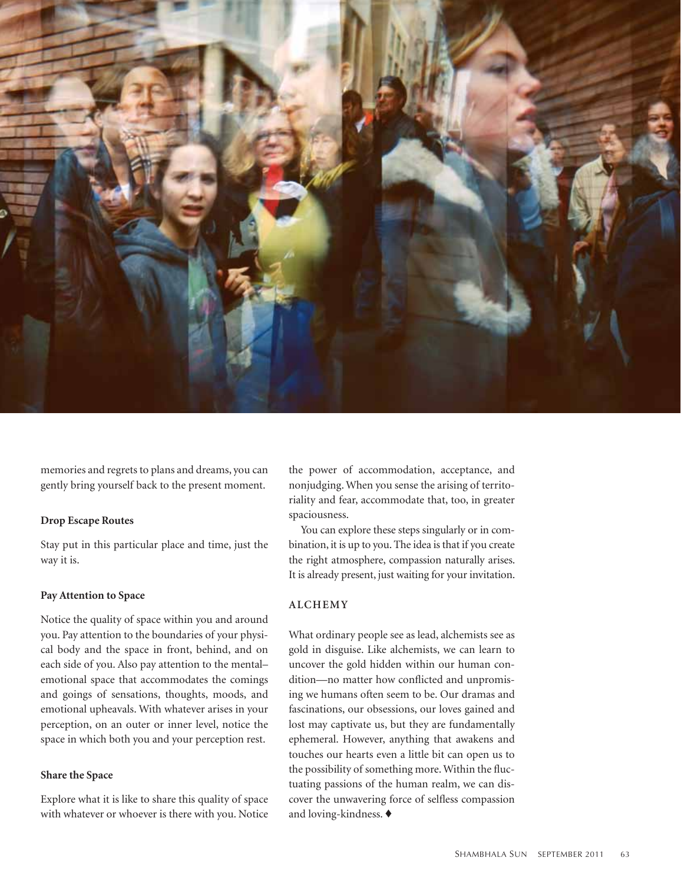memories and regrets to plans and dreams, you can gently bring yourself back to the present moment.

**Drop Escape Routes**

Stay put in this particular place and time, just the way it is.

**Pay Attention to Space**

Notice the quality of space within you and around you. Pay attention to the boundaries of your physical body and the space in front, behind, and on each side of you. Also pay attention to the mental–emotional space that accommodates the comings and goings of sensations, thoughts, moods, and emotional upheavals. With whatever arises in your perception, on an outer or inner level, notice the space in which both you and your perception rest.

**Share the Space**

Explore what it is like to share this quality of space with whatever or whoever is there with you. Notice the power of accommodation, acceptance, and nonjudging. When you sense the arising of territoriality and fear, accommodate that, too, in greater spaciousness.

You can explore these steps singularly or in combination, it is up to you. The idea is that if you create the right atmosphere, compassion naturally arises. It is already present, just waiting for your invitation.

## ALCHEMY

What ordinary people see as lead, alchemists see as gold in disguise. Like alchemists, we can learn to uncover the gold hidden within our human condition—no matter how conflicted and unpromising we humans often seem to be. Our dramas and fascinations, our obsessions, our loves gained and lost may captivate us, but they are fundamentally ephemeral. However, anything that awakens and touches our hearts even a little bit can open us to the possibility of something more. Within the fluctuating passions of the human realm, we can discover the unwavering force of selfless compassion and loving-kindness. ♦